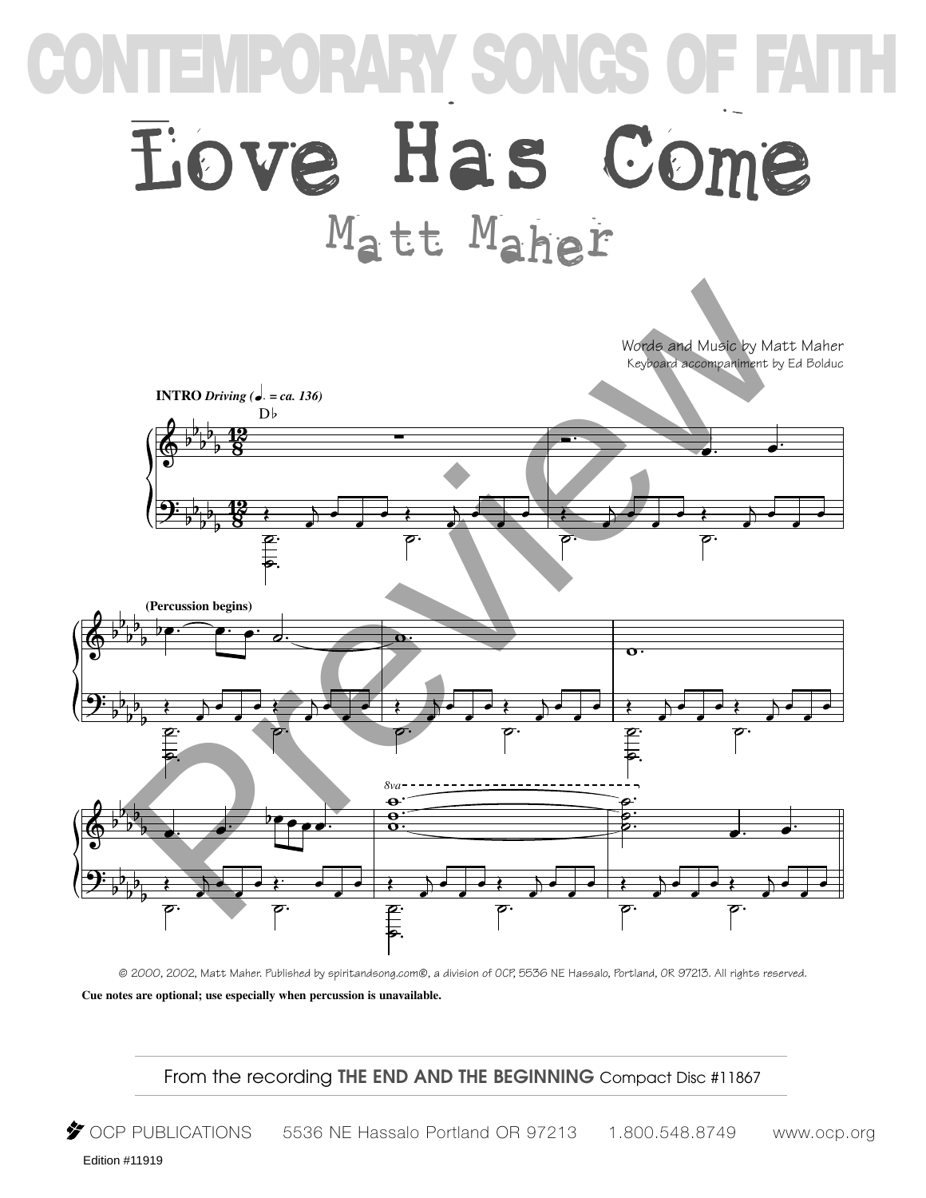# CONTEMPORARY SONGS OF FAITH

# Love Has Come

## Matt Maher

Words and Music by Matt Maher
Keyboard accompaniment by Ed Bolduc

**INTRO** ***Driving*** ***(♩. = ca. 136)***

D♭

**(Percussion begins)**

8va

© 2000, 2002, Matt Maher. Published by spiritandsong.com®, a division of OCP, 5536 NE Hassalo, Portland, OR 97213. All rights reserved.

**Cue notes are optional; use especially when percussion is unavailable.**

From the recording **THE END AND THE BEGINNING** Compact Disc #11867

OCP PUBLICATIONS 5536 NE Hassalo Portland OR 97213 1.800.548.8749 www.ocp.org

Edition #11919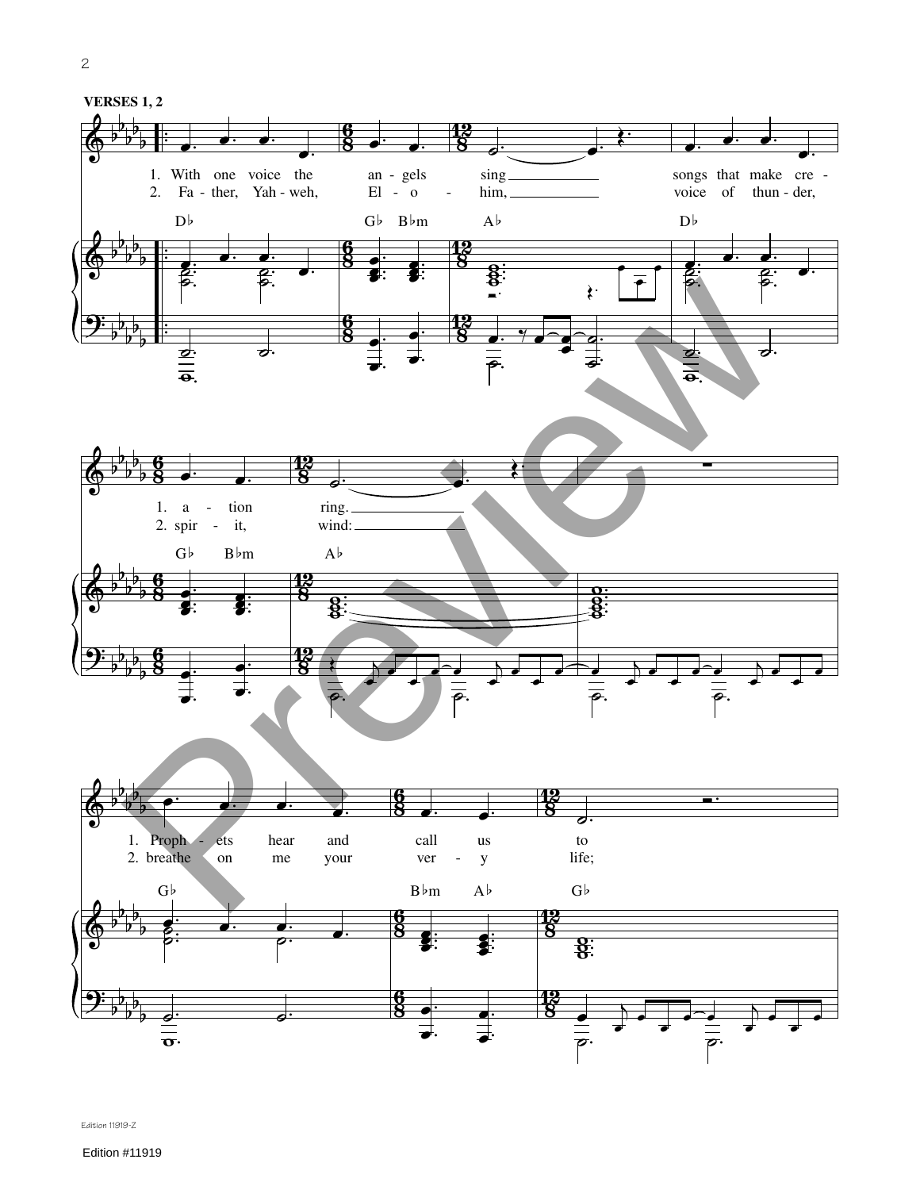**VERSES 1, 2**

1. With one voice the an - gels sing songs that make cre - a - tion ring.
2. Fa - ther, Yah - weh, El - o - him, voice of thun - der, spir - it, wind:

1. Proph - ets hear and call us to
2. breathe on me your ver - y life;

D♭ G♭ B♭m A♭ D♭ G♭ B♭m A♭ G♭ B♭m A♭ G♭

Edition 11919-Z

Edition #11919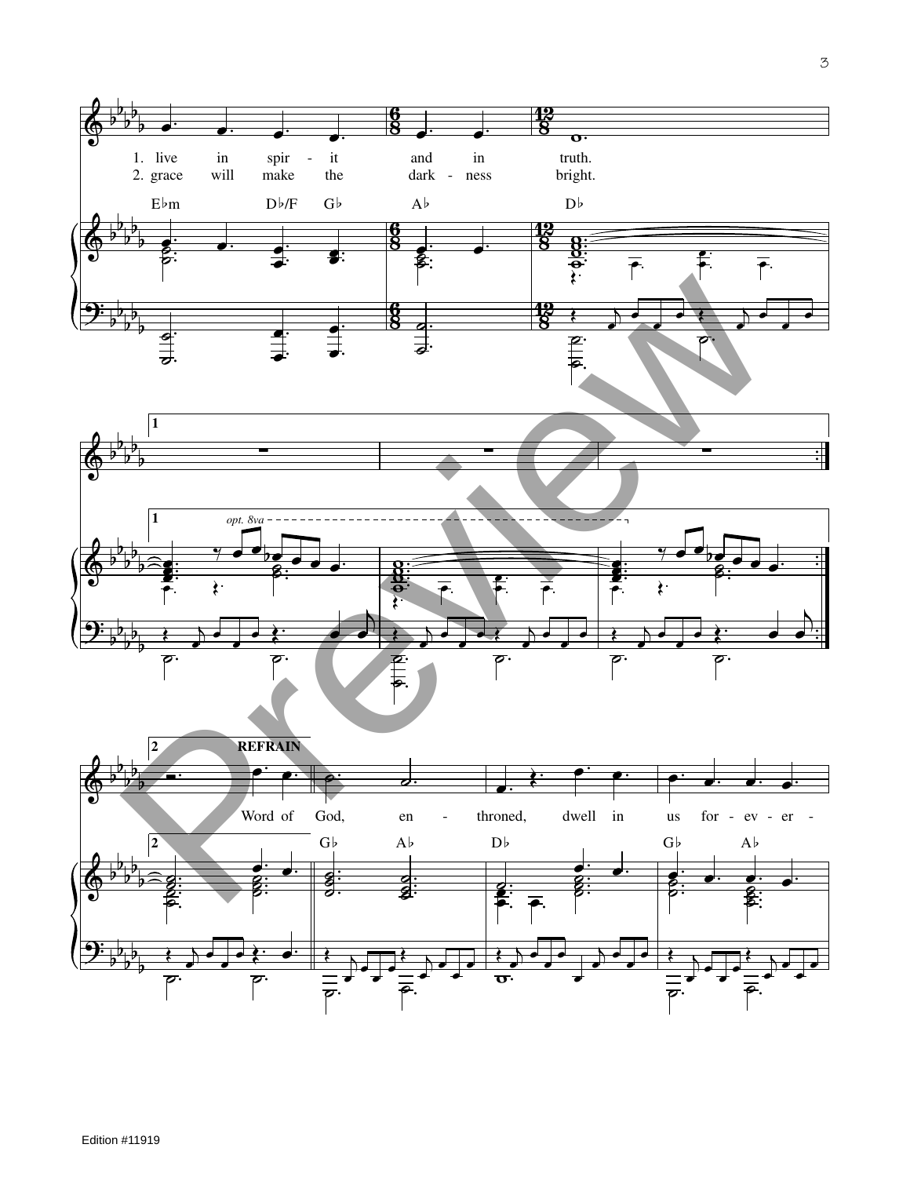1. live in spir - it and in truth.
2. grace will make the dark - ness bright.

E♭m D♭/F G♭ A♭ D♭

1

*opt. 8va*

2 **REFRAIN**

Word of God, en - throned, dwell in us for - ev - er -

G♭ A♭ D♭ G♭ A♭

Edition #11919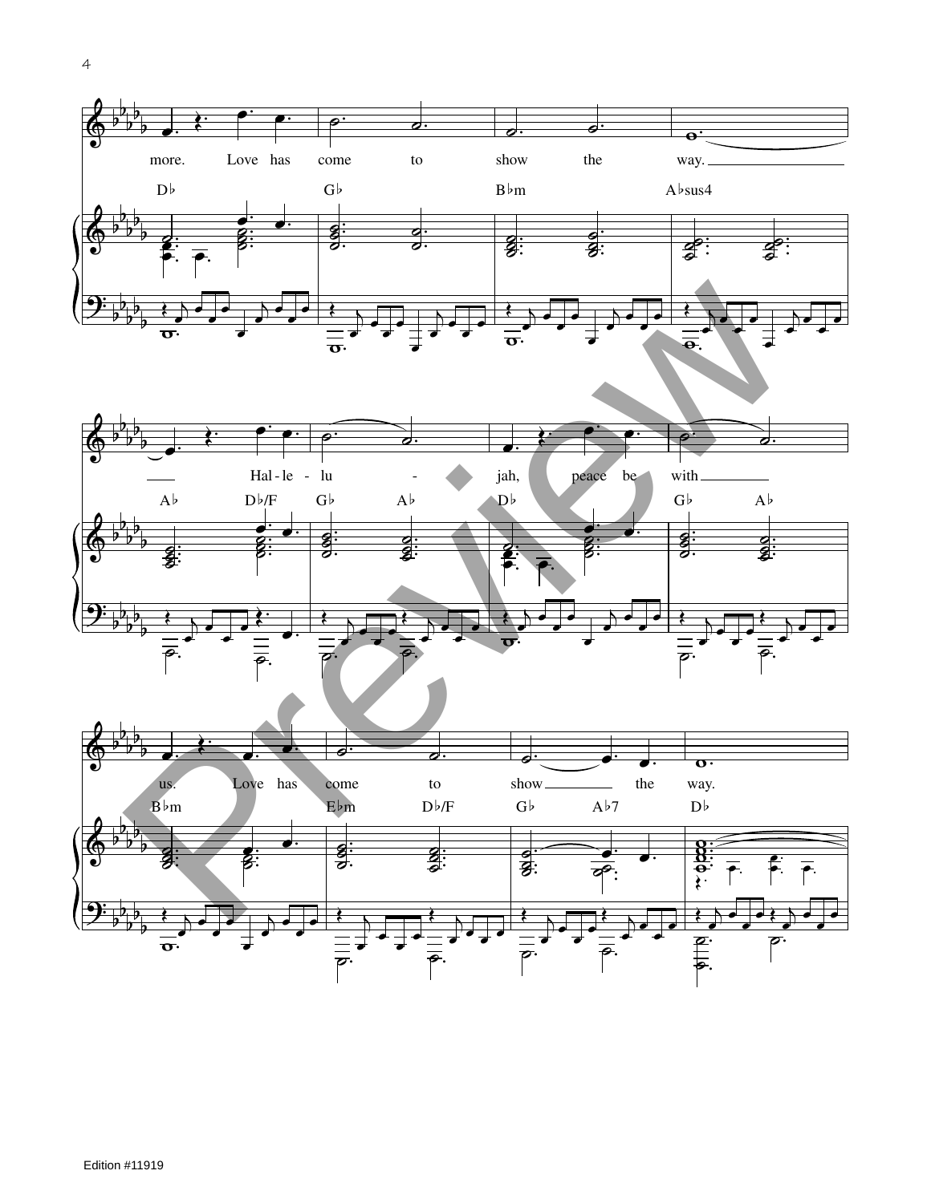more. Love has come to show the way.

D♭ G♭ B♭m A♭sus4

Hal - le - lu - jah, peace be with

A♭ D♭/F G♭ A♭ D♭ G♭ A♭

us. Love has come to show the way.

B♭m E♭m D♭/F G♭ A♭7 D♭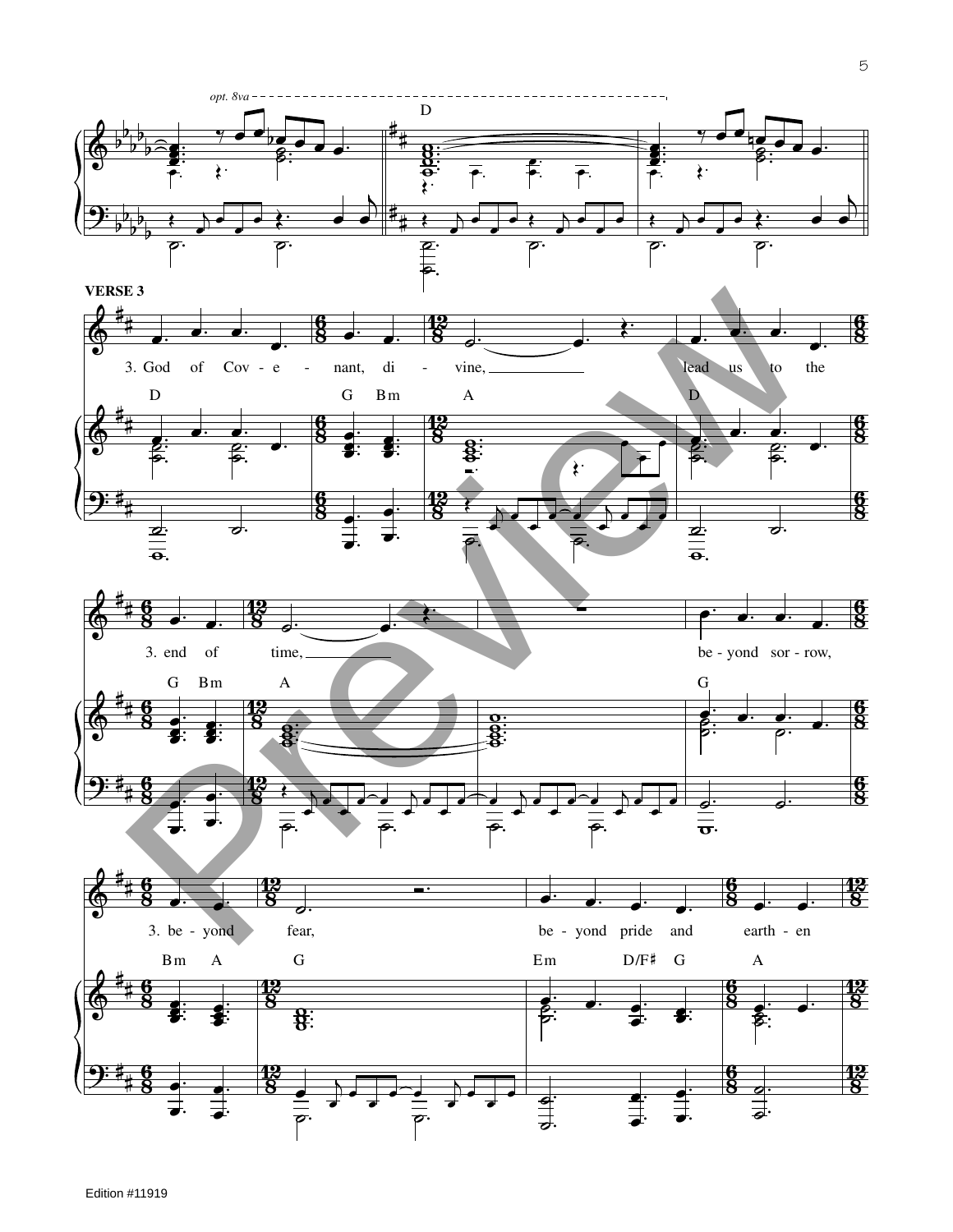*opt. 8va*

D

**VERSE 3**

3. God of Cov - e - nant, di - vine, lead us to the

D G Bm A D

3. end of time, be - yond sor - row,

G Bm A G

3. be - yond fear, be - yond pride and earth - en

Bm A G Em D/F♯ G A

Edition #11919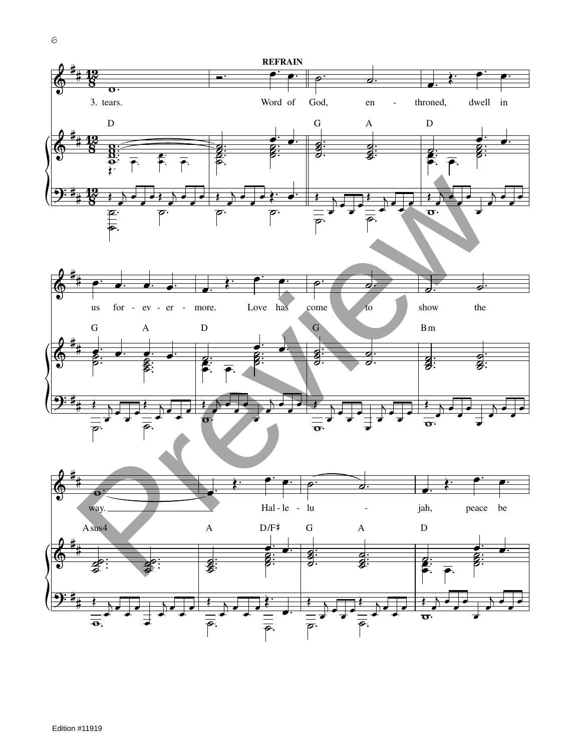REFRAIN

3. tears. Word of God, en - throned, dwell in

us for - ev - er - more. Love has come to show the

way. Hal - le - lu - jah, peace be

D G A D G A D G Bm Asus4 A D/F♯ G A D

Edition #11919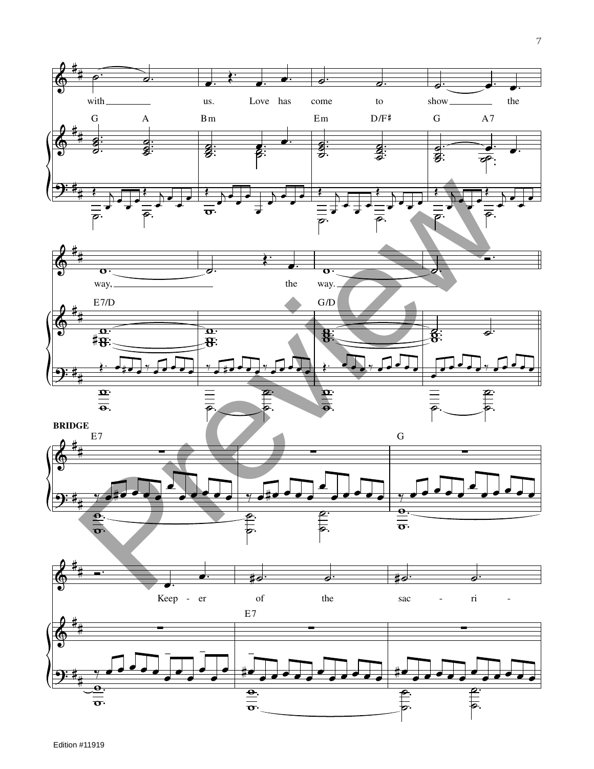with us. Love has come to show the

G A Bm Em D/F♯ G A7

way, the way.

E7/D G/D

**BRIDGE**

E7 G

Keep - er of the sac - ri -

E7

Edition #11919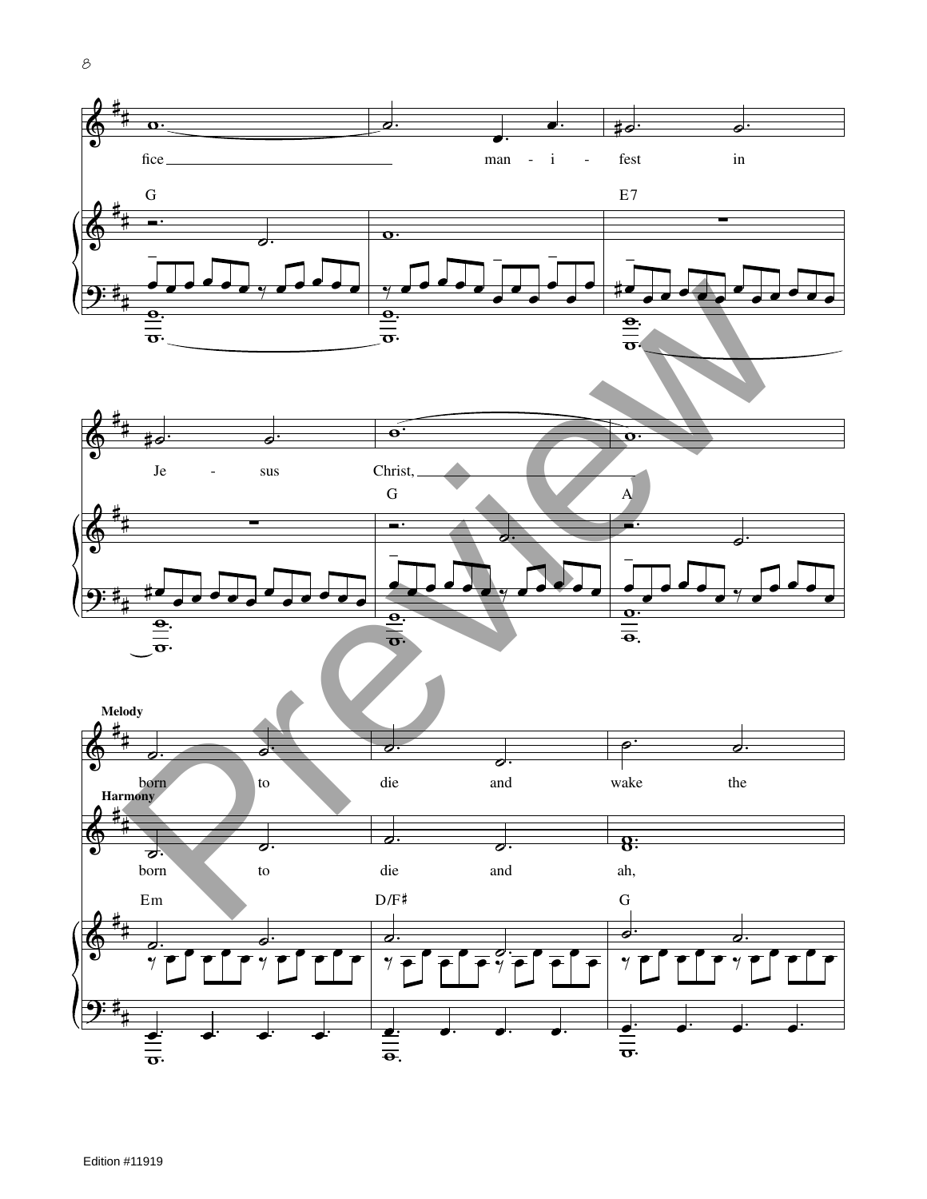fice ______ man - i - fest in

G E7

Je - sus Christ, ______

G A

**Melody**

born to die and wake the

**Harmony**

born to die and ah,

Em D/F♯ G

Edition #11919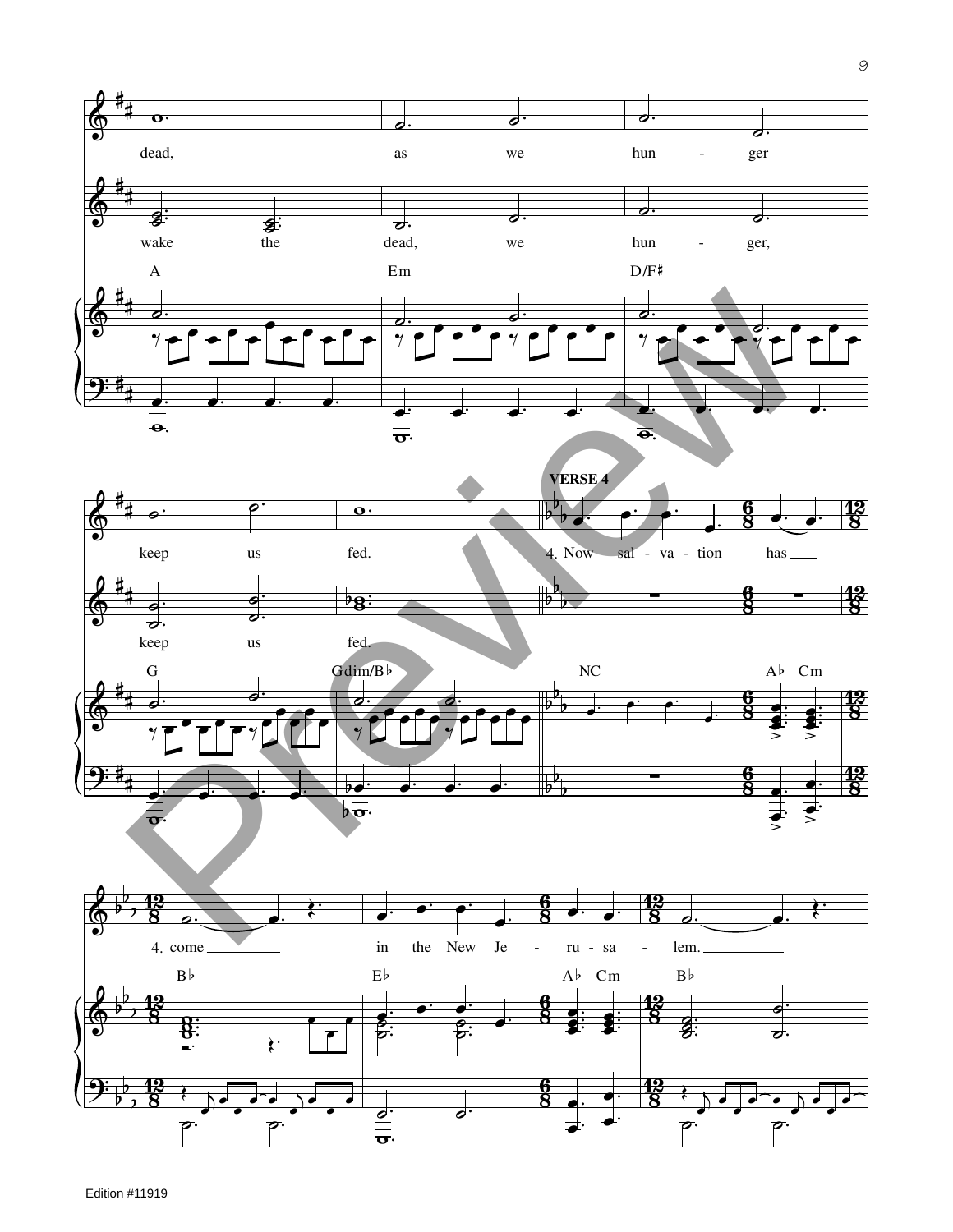dead, as we hun - ger

wake the dead, we hun - ger,

A Em D/F♯

keep us fed.

keep us fed.

G Gdim/B♭

VERSE 4

4. Now sal - va - tion has

NC A♭ Cm

4. come in the New Je - ru - sa - lem.

B♭ E♭ A♭ Cm B♭

Edition #11919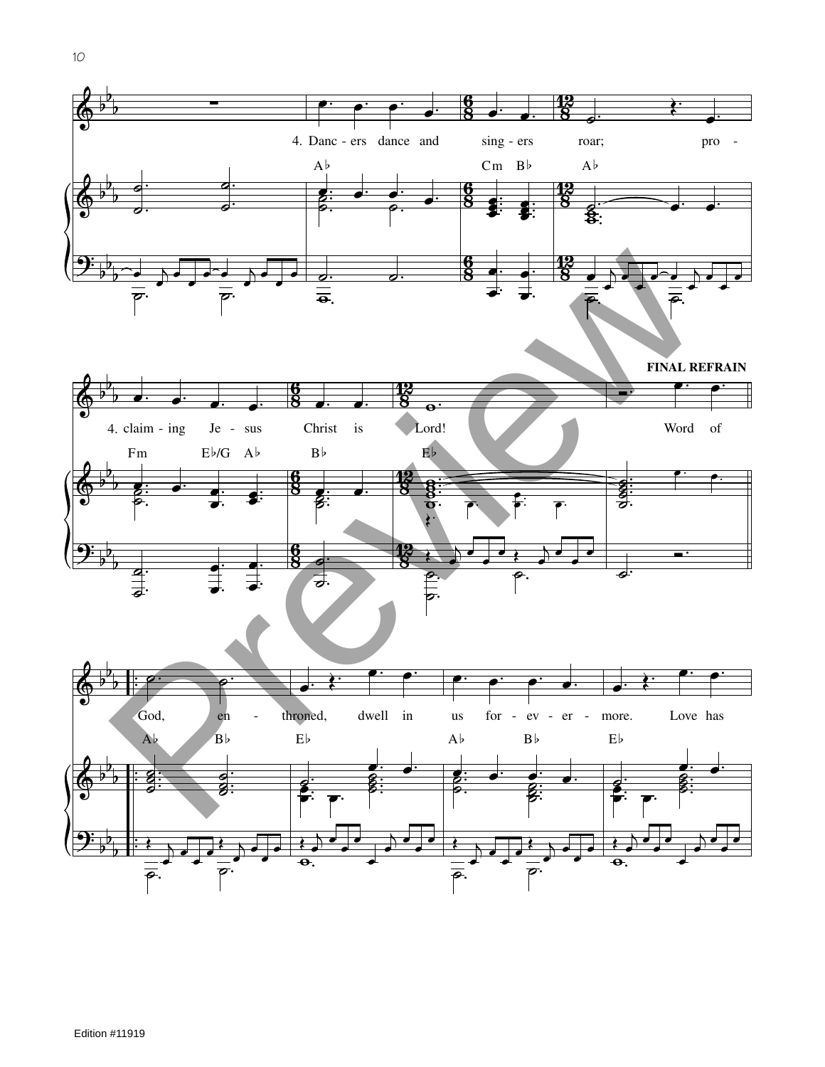4. Danc - ers dance and sing - ers roar; pro -

4. claim - ing Je - sus Christ is Lord!

**FINAL REFRAIN**

Word of God, en - throned, dwell in us for - ev - er - more. Love has

Edition #11919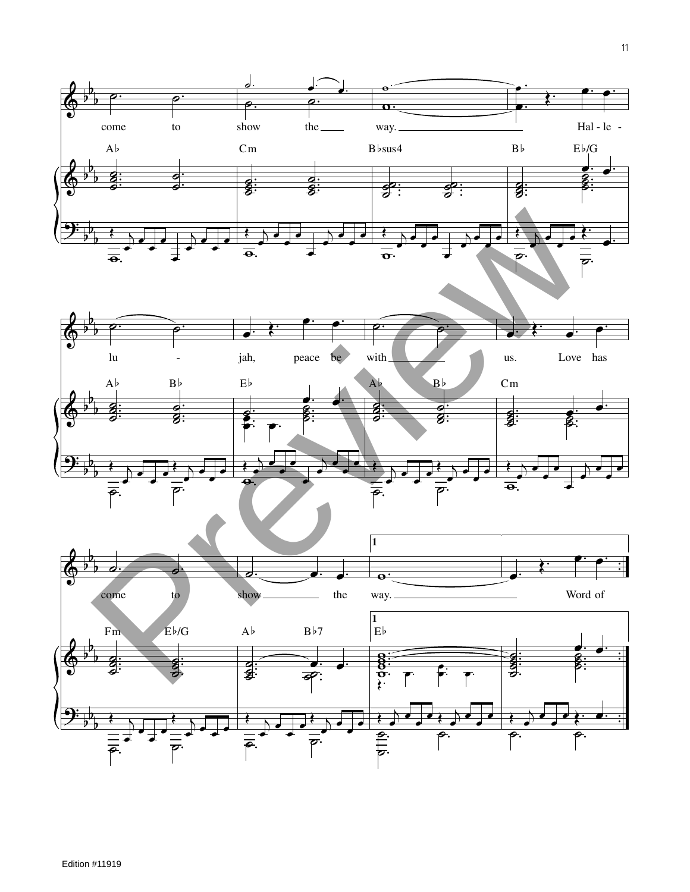come to show the way. Hal - le -

A♭ Cm B♭sus4 B♭ E♭/G

lu - jah, peace be with us. Love has

A♭ B♭ E♭ A♭ B♭ Cm

come to show the way. Word of

Fm E♭/G A♭ B♭7 **1** E♭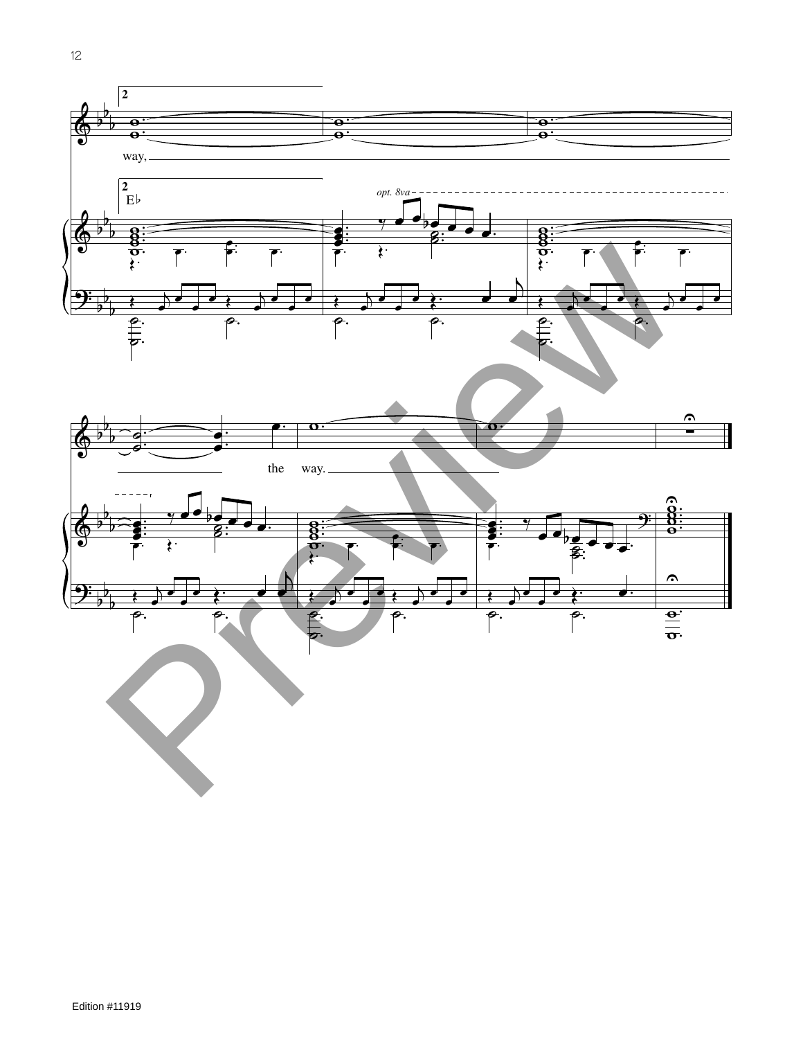way, the way.

*opt. 8va*

E♭

Edition #11919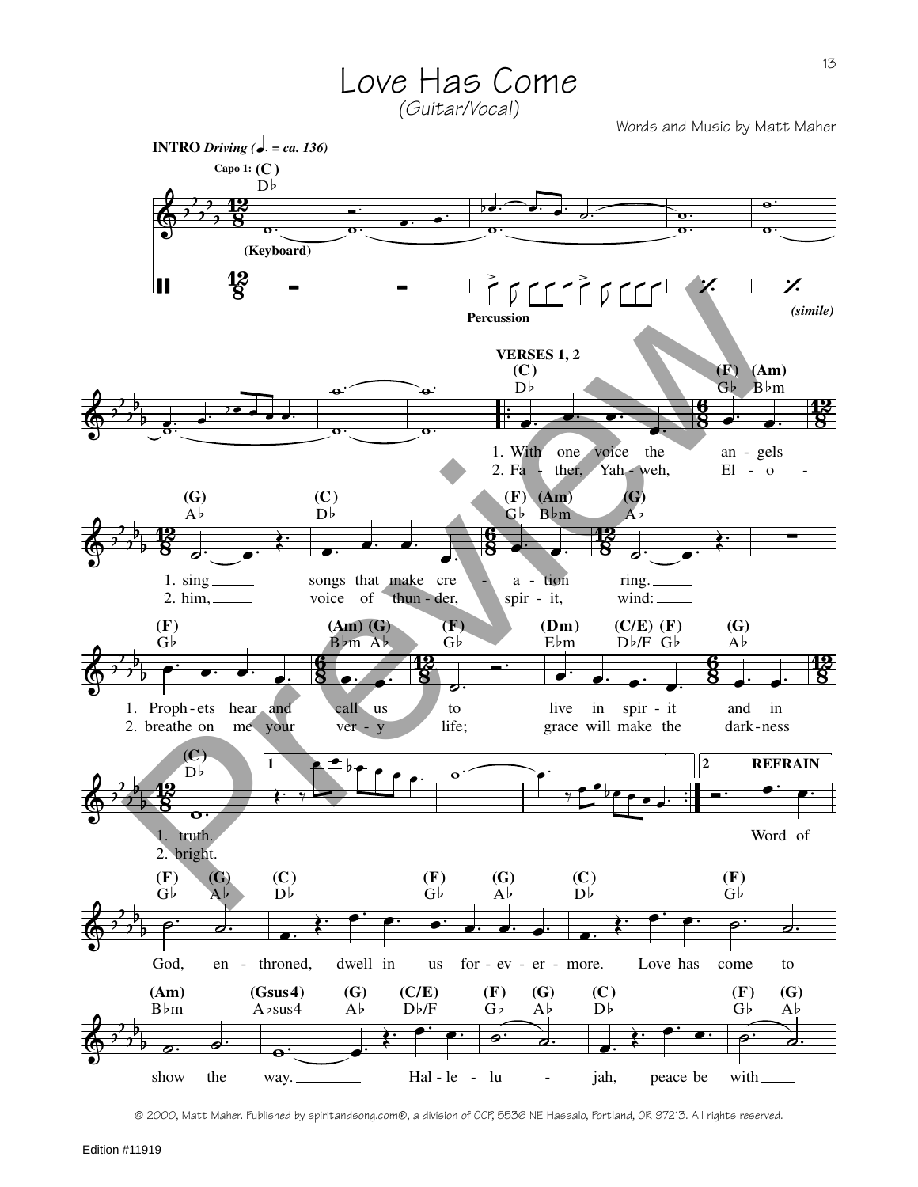# Love Has Come

*(Guitar/Vocal)*

Words and Music by Matt Maher

**INTRO** *Driving* (♩. = ca. 136)

Capo 1: (C) D♭

(Keyboard)

Percussion

*(simile)*

**VERSES 1, 2**

(C) D♭ — (F) G♭ (Am) B♭m

1. With one voice the angels
2. Father, Yahweh, Elo-

(G) A♭ — (C) D♭ — (F) G♭ (Am) B♭m — (G) A♭

1. sing songs that make creation ring.
2. him, voice of thunder, spirit, wind:

(F) G♭ — (Am) B♭m (G) A♭ — (F) G♭ — (Dm) E♭m — (C/E) D♭/F (F) G♭ — (G) A♭

1. Prophets hear and call us to live in spirit and in
2. breathe on me your very life; grace will make the darkness

(C) D♭

1. truth.
2. bright.

**REFRAIN**

Word of

(F) G♭ (G) A♭ — (C) D♭ — (F) G♭ — (G) A♭ — (C) D♭ — (F) G♭

God, enthroned, dwell in us forevermore. Love has come to

(Am) B♭m — (Gsus4) A♭sus4 — (G) A♭ — (C/E) D♭/F — (F) G♭ — (G) A♭ — (C) D♭ — (F) G♭ — (G) A♭

show the way. Hallelujah, peace be with

© 2000, Matt Maher. Published by spiritandsong.com®, a division of OCP, 5536 NE Hassalo, Portland, OR 97213. All rights reserved.

Edition #11919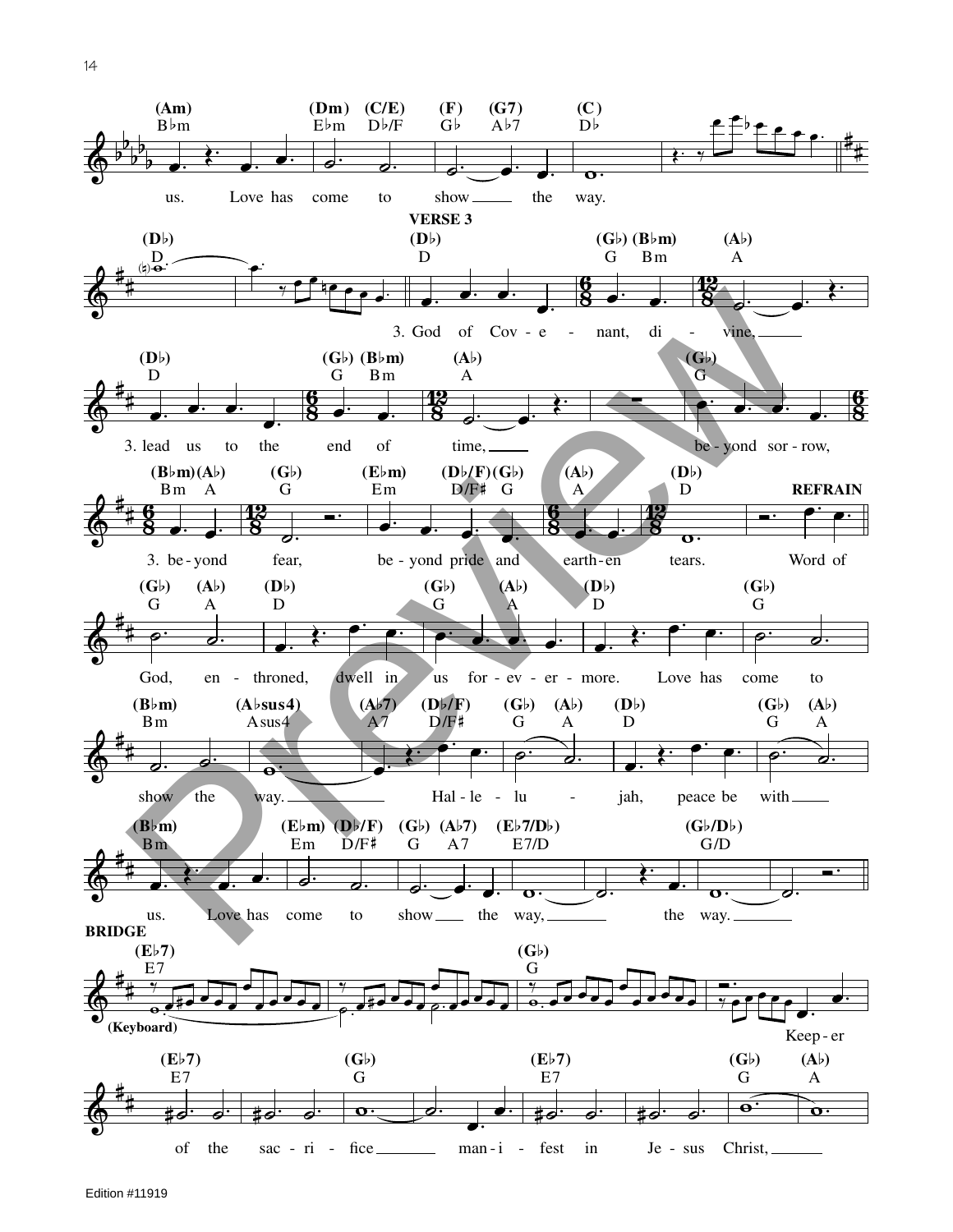VERSE 3

3. God of Cov - e - nant, di - vine,
3. lead us to the end of time,
be - yond sor - row,
3. be - yond fear, be - yond pride and earth - en tears.

REFRAIN

Word of God, en - throned, dwell in us for - ev - er - more. Love has come to show the way. Hal - le - lu - jah, peace be with us. Love has come to show the way, the way.

BRIDGE

(Keyboard)

Keep - er of the sac - ri - fice man - i - fest in Je - sus Christ,

Edition #11919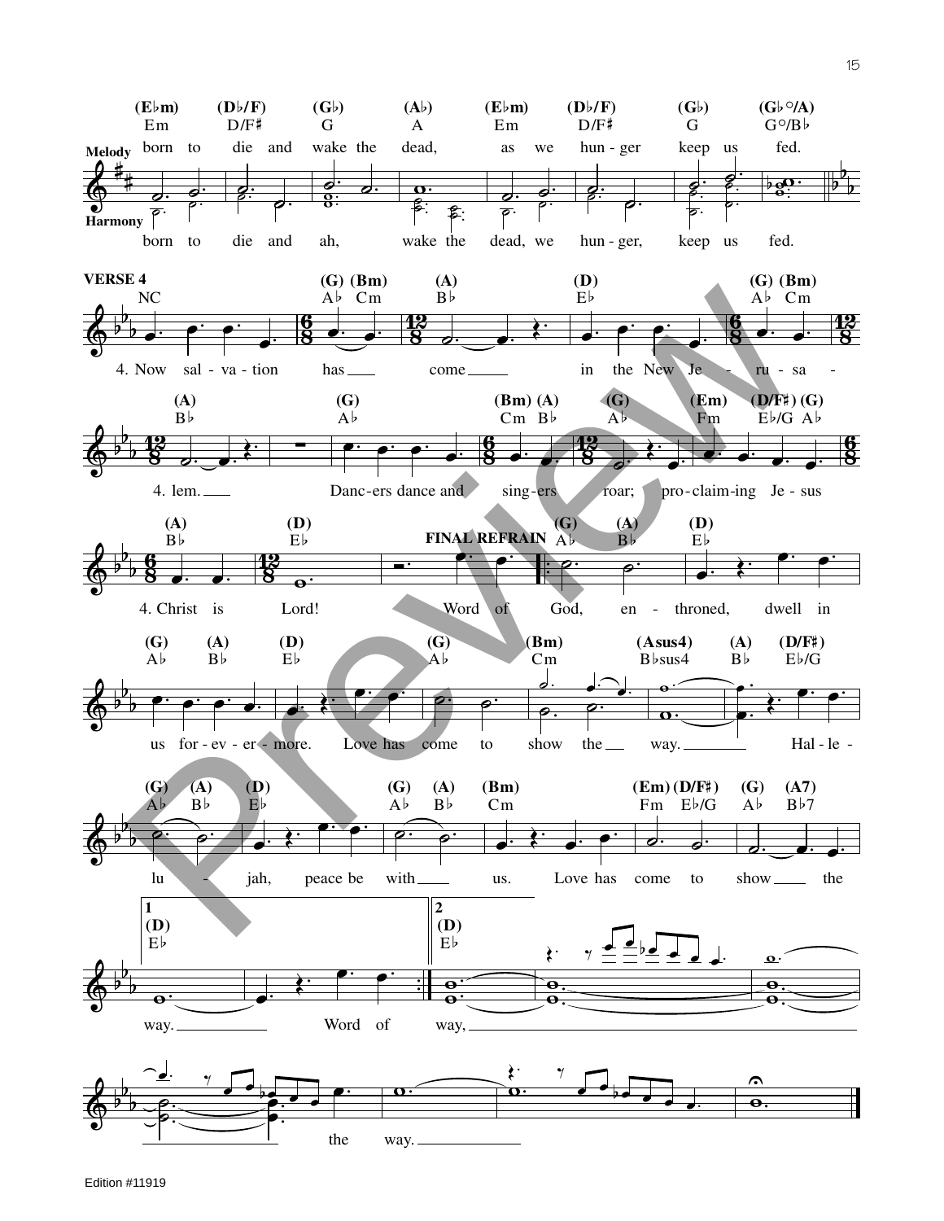born to die and wake the dead, as we hun - ger keep us fed.

born to die and ah, wake the dead, we hun - ger, keep us fed.

**VERSE 4**

4. Now sal - va - tion has come in the New Je - ru - sa - lem. Danc - ers dance and sing - ers roar; pro - claim - ing Je - sus Christ is Lord!

**FINAL REFRAIN**

Word of God, en - throned, dwell in us for - ev - er - more. Love has come to show the way. Hal - le - lu - jah, peace be with us. Love has come to show the way.

1. way. Word of

2. way, the way.